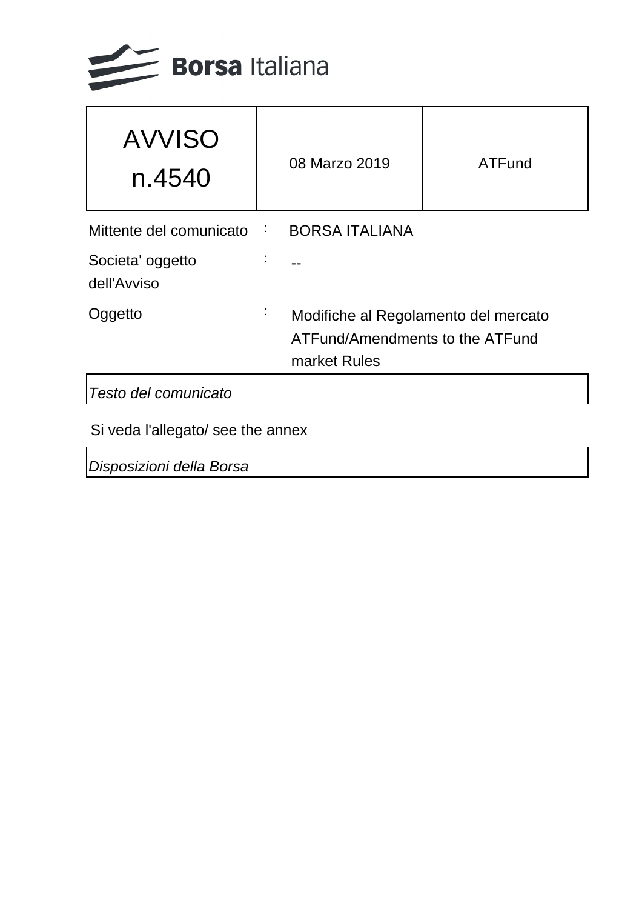Borsa Italiana

| AVVISO n.4540 | 08 Marzo 2019 | ATFund |
|---|---|---|

| | | |
|---|---|---|
| Mittente del comunicato | : | BORSA ITALIANA |
| Societa' oggetto dell'Avviso | : | -- |
| Oggetto | : | Modifiche al Regolamento del mercato ATFund/Amendments to the ATFund market Rules |

*Testo del comunicato*

Si veda l'allegato/ see the annex

*Disposizioni della Borsa*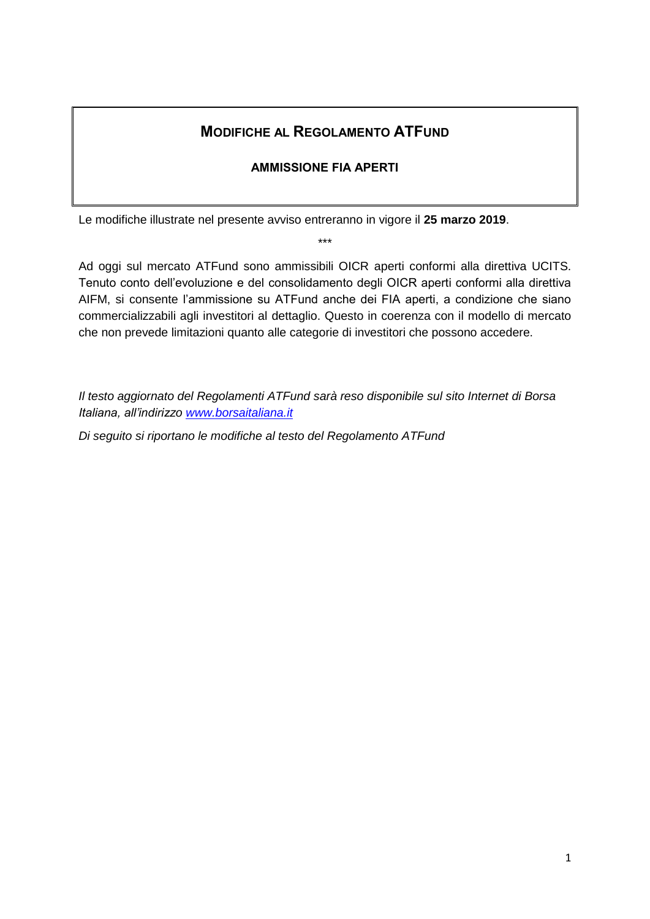# **MODIFICHE AL REGOLAMENTO ATFUND**

## **AMMISSIONE FIA APERTI**

Le modifiche illustrate nel presente avviso entreranno in vigore il **25 marzo 2019**.

\*\*\*

Ad oggi sul mercato ATFund sono ammissibili OICR aperti conformi alla direttiva UCITS. Tenuto conto dell'evoluzione e del consolidamento degli OICR aperti conformi alla direttiva AIFM, si consente l'ammissione su ATFund anche dei FIA aperti, a condizione che siano commercializzabili agli investitori al dettaglio. Questo in coerenza con il modello di mercato che non prevede limitazioni quanto alle categorie di investitori che possono accedere.

*Il testo aggiornato del Regolamenti ATFund sarà reso disponibile sul sito Internet di Borsa Italiana, all'indirizzo [www.borsaitaliana.it](http://www.borsaitaliana.it)*

*Di seguito si riportano le modifiche al testo del Regolamento ATFund*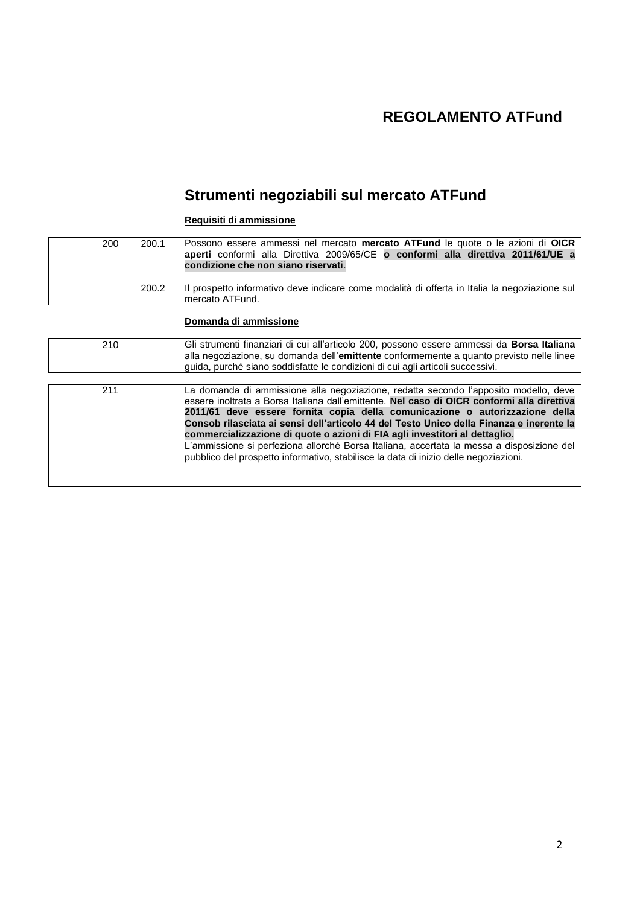# REGOLAMENTO ATFund

## Strumenti negoziabili sul mercato ATFund

**Requisiti di ammissione**

| | | |
|---|---|---|
| 200 | 200.1 | Possono essere ammessi nel mercato **mercato ATFund** le quote o le azioni di **OICR aperti** conformi alla Direttiva 2009/65/CE **o conformi alla direttiva 2011/61/UE a condizione che non siano riservati**. |
| | 200.2 | Il prospetto informativo deve indicare come modalità di offerta in Italia la negoziazione sul mercato ATFund. |

**Domanda di ammissione**

| | | |
|---|---|---|
| 210 | | Gli strumenti finanziari di cui all'articolo 200, possono essere ammessi da **Borsa Italiana** alla negoziazione, su domanda dell'**emittente** conformemente a quanto previsto nelle linee guida, purché siano soddisfatte le condizioni di cui agli articoli successivi. |

| | | |
|---|---|---|
| 211 | | La domanda di ammissione alla negoziazione, redatta secondo l'apposito modello, deve essere inoltrata a Borsa Italiana dall'emittente. **Nel caso di OICR conformi alla direttiva 2011/61 deve essere fornita copia della comunicazione o autorizzazione della Consob rilasciata ai sensi dell'articolo 44 del Testo Unico della Finanza e inerente la commercializzazione di quote o azioni di FIA agli investitori al dettaglio.** L'ammissione si perfeziona allorché Borsa Italiana, accertata la messa a disposizione del pubblico del prospetto informativo, stabilisce la data di inizio delle negoziazioni. |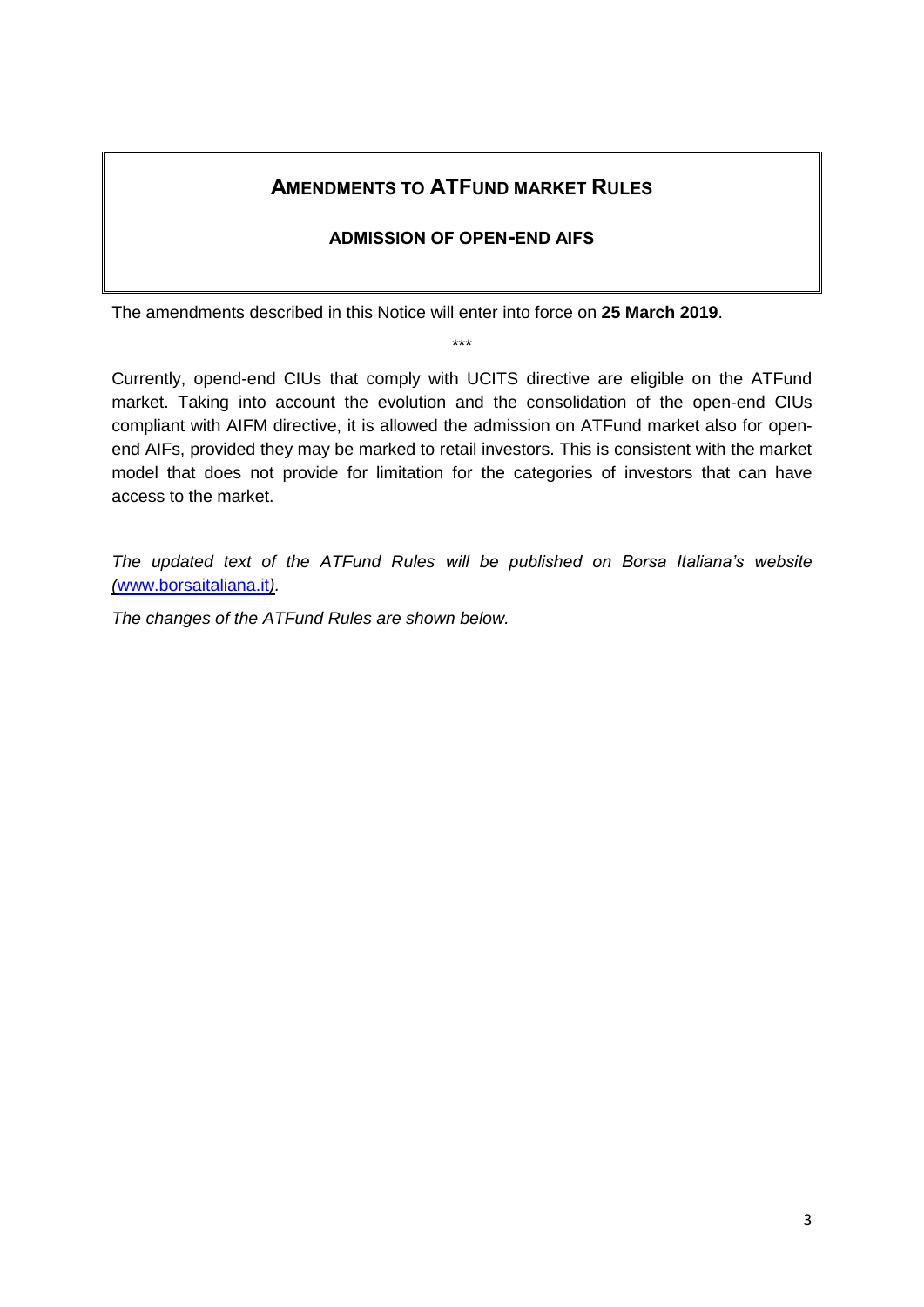# AMENDMENTS TO ATFUND MARKET RULES

## ADMISSION OF OPEN-END AIFS

The amendments described in this Notice will enter into force on **25 March 2019**.

***

Currently, opend-end CIUs that comply with UCITS directive are eligible on the ATFund market. Taking into account the evolution and the consolidation of the open-end CIUs compliant with AIFM directive, it is allowed the admission on ATFund market also for open-end AIFs, provided they may be marked to retail investors. This is consistent with the market model that does not provide for limitation for the categories of investors that can have access to the market.

*The updated text of the ATFund Rules will be published on Borsa Italiana's website (www.borsaitaliana.it).*

*The changes of the ATFund Rules are shown below.*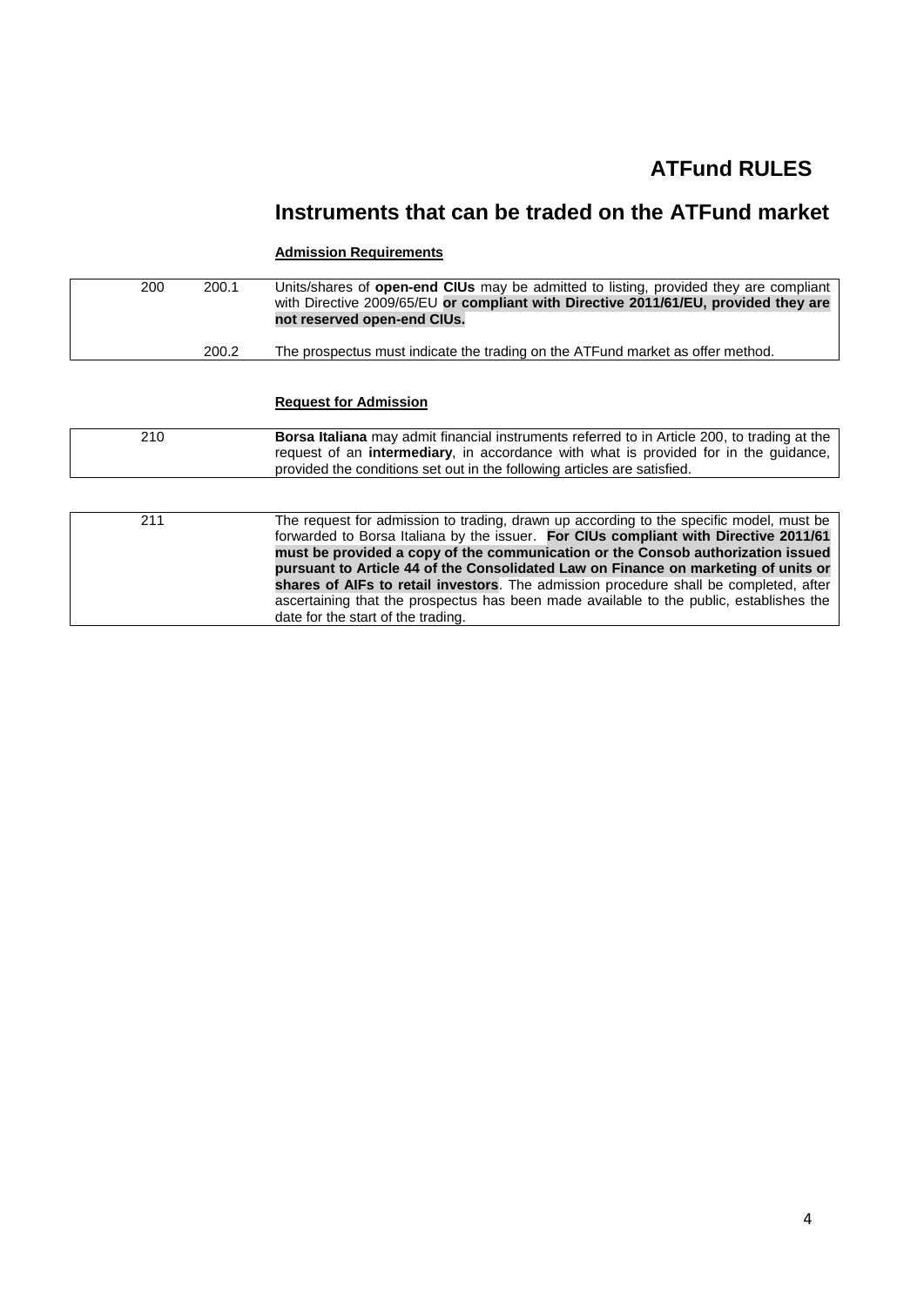# ATFund RULES

## Instruments that can be traded on the ATFund market

**Admission Requirements**

| | | |
|---|---|---|
| 200 | 200.1 | Units/shares of **open-end CIUs** may be admitted to listing, provided they are compliant with Directive 2009/65/EU **or compliant with Directive 2011/61/EU, provided they are not reserved open-end CIUs.** |
| | 200.2 | The prospectus must indicate the trading on the ATFund market as offer method. |

**Request for Admission**

| | | |
|---|---|---|
| 210 | | **Borsa Italiana** may admit financial instruments referred to in Article 200, to trading at the request of an **intermediary**, in accordance with what is provided for in the guidance, provided the conditions set out in the following articles are satisfied. |

| | | |
|---|---|---|
| 211 | | The request for admission to trading, drawn up according to the specific model, must be forwarded to Borsa Italiana by the issuer. **For CIUs compliant with Directive 2011/61 must be provided a copy of the communication or the Consob authorization issued pursuant to Article 44 of the Consolidated Law on Finance on marketing of units or shares of AIFs to retail investors**. The admission procedure shall be completed, after ascertaining that the prospectus has been made available to the public, establishes the date for the start of the trading. |